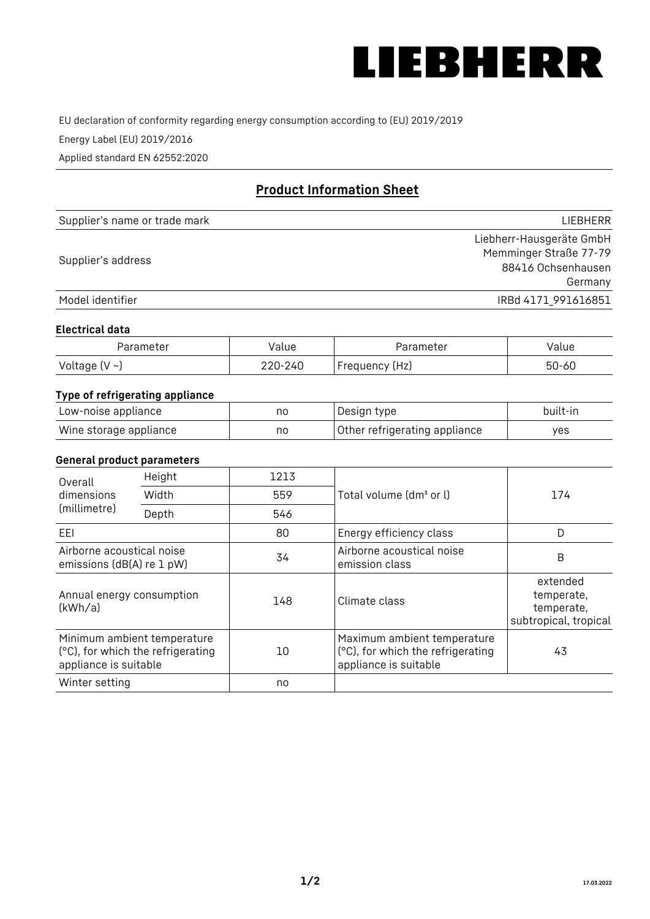# LIEBHERR

EU declaration of conformity regarding energy consumption according to (EU) 2019/2019

Energy Label (EU) 2019/2016

Applied standard EN 62552:2020

## Product Information Sheet

| | |
|---|---|
| Supplier's name or trade mark | LIEBHERR |
| Supplier's address | Liebherr-Hausgeräte GmbH<br>Memminger Straße 77-79<br>88416 Ochsenhausen<br>Germany |
| Model identifier | IRBd 4171_991616851 |

### Electrical data

| Parameter | Value | Parameter | Value |
|---|---|---|---|
| Voltage (V ~) | 220-240 | Frequency (Hz) | 50-60 |

### Type of refrigerating appliance

| | | | |
|---|---|---|---|
| Low-noise appliance | no | Design type | built-in |
| Wine storage appliance | no | Other refrigerating appliance | yes |

### General product parameters

| | | | | |
|---|---|---|---|---|
| Overall dimensions (millimetre) | Height | 1213 | Total volume (dm³ or l) | 174 |
| | Width | 559 | | |
| | Depth | 546 | | |
| EEI | | 80 | Energy efficiency class | D |
| Airborne acoustical noise emissions (dB(A) re 1 pW) | | 34 | Airborne acoustical noise emission class | B |
| Annual energy consumption (kWh/a) | | 148 | Climate class | extended temperate, temperate, subtropical, tropical |
| Minimum ambient temperature (°C), for which the refrigerating appliance is suitable | | 10 | Maximum ambient temperature (°C), for which the refrigerating appliance is suitable | 43 |
| Winter setting | | no | | |

17.03.2022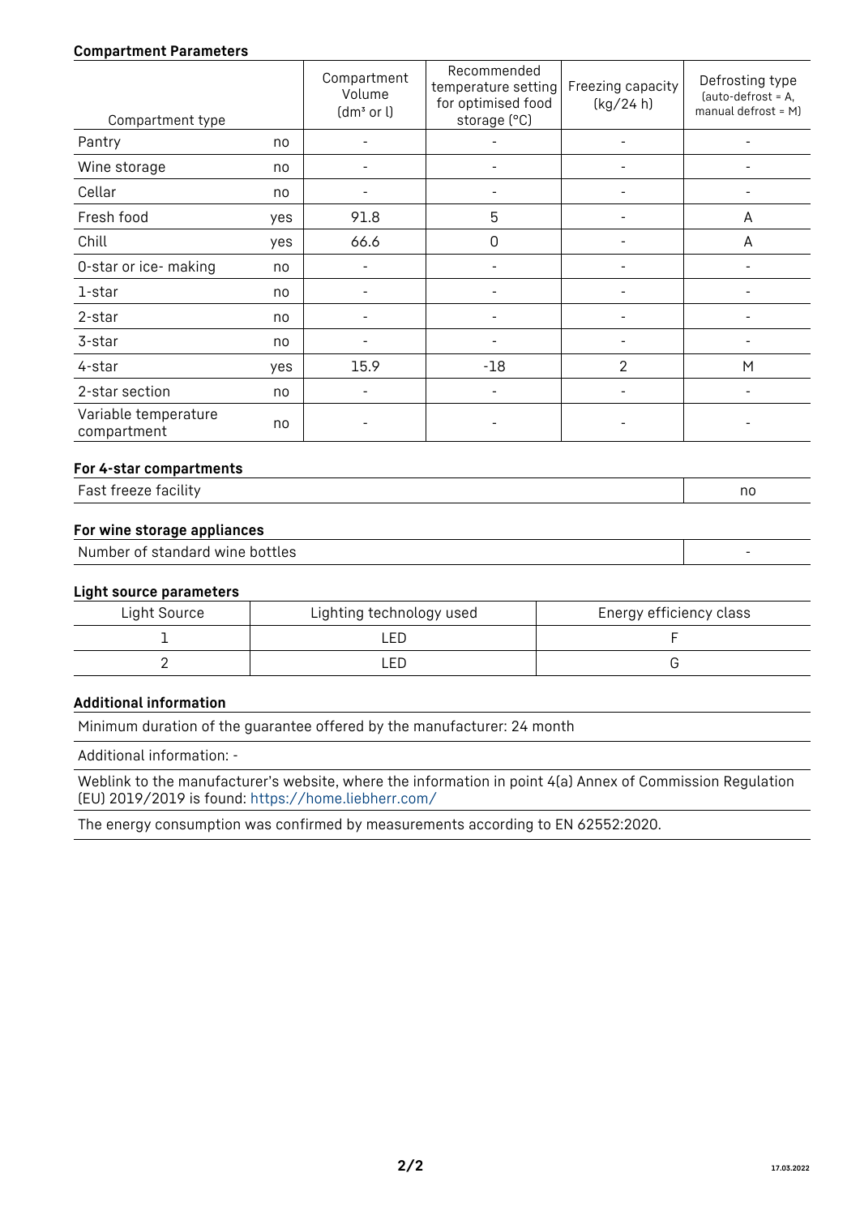**Compartment Parameters**

| Compartment type | | Compartment Volume (dm³ or l) | Recommended temperature setting for optimised food storage (°C) | Freezing capacity (kg/24 h) | Defrosting type (auto-defrost = A, manual defrost = M) |
|---|---|---|---|---|---|
| Pantry | no | - | - | - | - |
| Wine storage | no | - | - | - | - |
| Cellar | no | - | - | - | - |
| Fresh food | yes | 91.8 | 5 | - | A |
| Chill | yes | 66.6 | 0 | - | A |
| 0-star or ice- making | no | - | - | - | - |
| 1-star | no | - | - | - | - |
| 2-star | no | - | - | - | - |
| 3-star | no | - | - | - | - |
| 4-star | yes | 15.9 | -18 | 2 | M |
| 2-star section | no | - | - | - | - |
| Variable temperature compartment | no | - | - | - | - |

**For 4-star compartments**

| | |
|---|---|
| Fast freeze facility | no |

**For wine storage appliances**

| | |
|---|---|
| Number of standard wine bottles | - |

**Light source parameters**

| Light Source | Lighting technology used | Energy efficiency class |
|---|---|---|
| 1 | LED | F |
| 2 | LED | G |

**Additional information**

Minimum duration of the guarantee offered by the manufacturer: 24 month

Additional information: -

Weblink to the manufacturer's website, where the information in point 4(a) Annex of Commission Regulation (EU) 2019/2019 is found: https://home.liebherr.com/

The energy consumption was confirmed by measurements according to EN 62552:2020.

17.03.2022